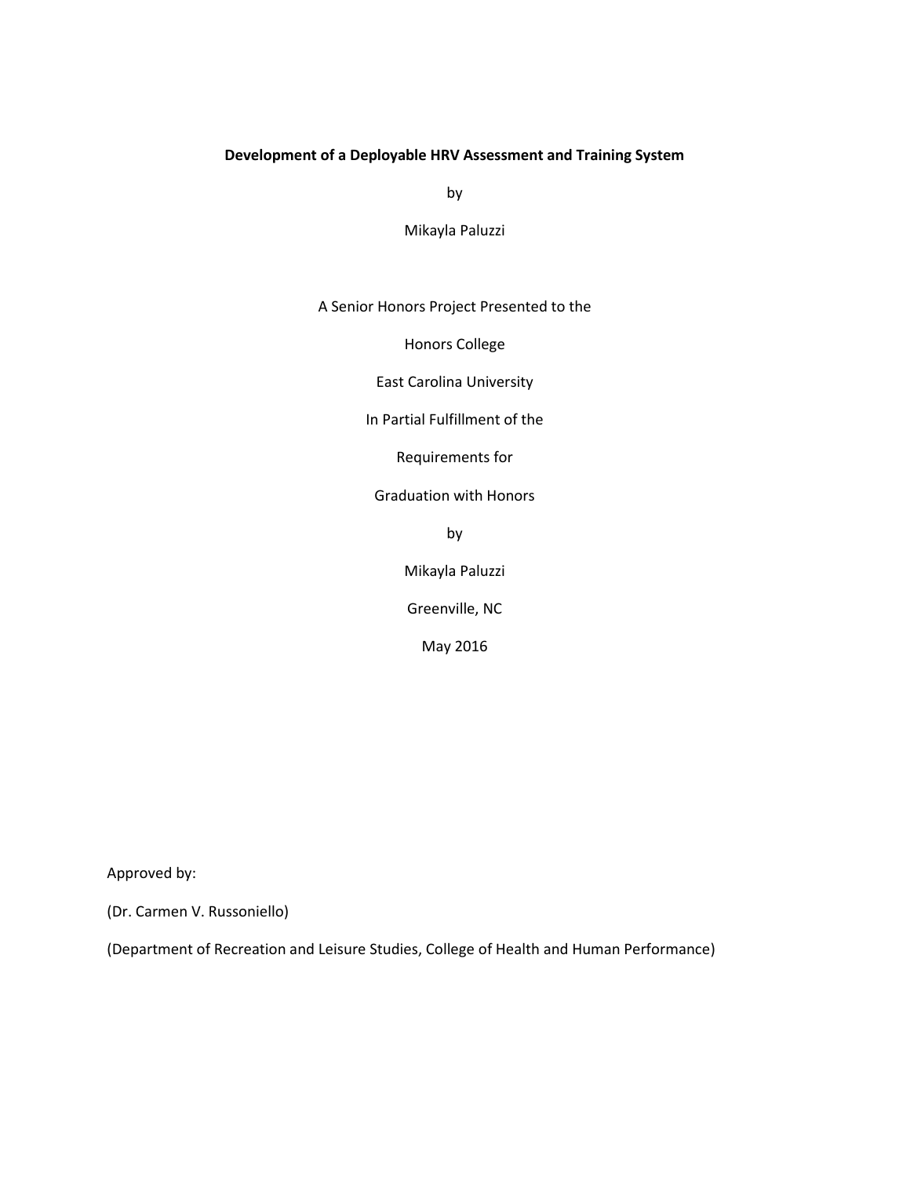**Development of a Deployable HRV Assessment and Training System**

by

Mikayla Paluzzi

A Senior Honors Project Presented to the

Honors College

East Carolina University

In Partial Fulfillment of the

Requirements for

Graduation with Honors

by

Mikayla Paluzzi

Greenville, NC

May 2016

Approved by:

(Dr. Carmen V. Russoniello)

(Department of Recreation and Leisure Studies, College of Health and Human Performance)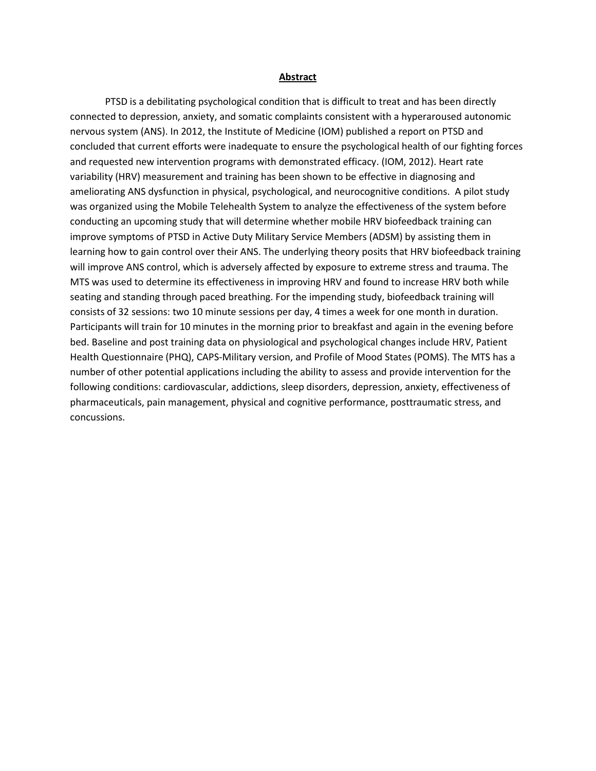## Abstract

PTSD is a debilitating psychological condition that is difficult to treat and has been directly connected to depression, anxiety, and somatic complaints consistent with a hyperaroused autonomic nervous system (ANS). In 2012, the Institute of Medicine (IOM) published a report on PTSD and concluded that current efforts were inadequate to ensure the psychological health of our fighting forces and requested new intervention programs with demonstrated efficacy. (IOM, 2012). Heart rate variability (HRV) measurement and training has been shown to be effective in diagnosing and ameliorating ANS dysfunction in physical, psychological, and neurocognitive conditions. A pilot study was organized using the Mobile Telehealth System to analyze the effectiveness of the system before conducting an upcoming study that will determine whether mobile HRV biofeedback training can improve symptoms of PTSD in Active Duty Military Service Members (ADSM) by assisting them in learning how to gain control over their ANS. The underlying theory posits that HRV biofeedback training will improve ANS control, which is adversely affected by exposure to extreme stress and trauma. The MTS was used to determine its effectiveness in improving HRV and found to increase HRV both while seating and standing through paced breathing. For the impending study, biofeedback training will consists of 32 sessions: two 10 minute sessions per day, 4 times a week for one month in duration. Participants will train for 10 minutes in the morning prior to breakfast and again in the evening before bed. Baseline and post training data on physiological and psychological changes include HRV, Patient Health Questionnaire (PHQ), CAPS-Military version, and Profile of Mood States (POMS). The MTS has a number of other potential applications including the ability to assess and provide intervention for the following conditions: cardiovascular, addictions, sleep disorders, depression, anxiety, effectiveness of pharmaceuticals, pain management, physical and cognitive performance, posttraumatic stress, and concussions.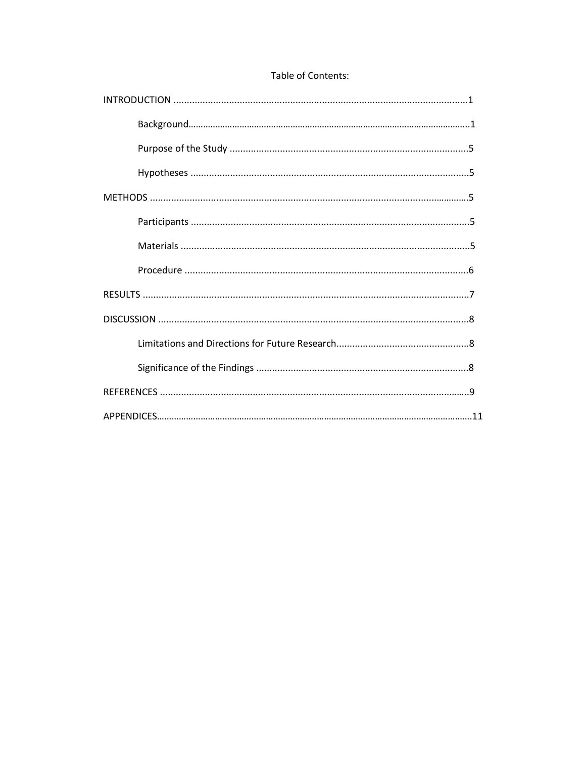Table of Contents:

INTRODUCTION ....................................................................................................................1

Background.........................................................................................................................1

Purpose of the Study .........................................................................................................5

Hypotheses ........................................................................................................................5

METHODS ..........................................................................................................................5

Participants ........................................................................................................................5

Materials ............................................................................................................................5

Procedure ..........................................................................................................................6

RESULTS ............................................................................................................................7

DISCUSSION .....................................................................................................................8

Limitations and Directions for Future Research.................................................................8

Significance of the Findings ...............................................................................................8

REFERENCES ....................................................................................................................9

APPENDICES.....................................................................................................................11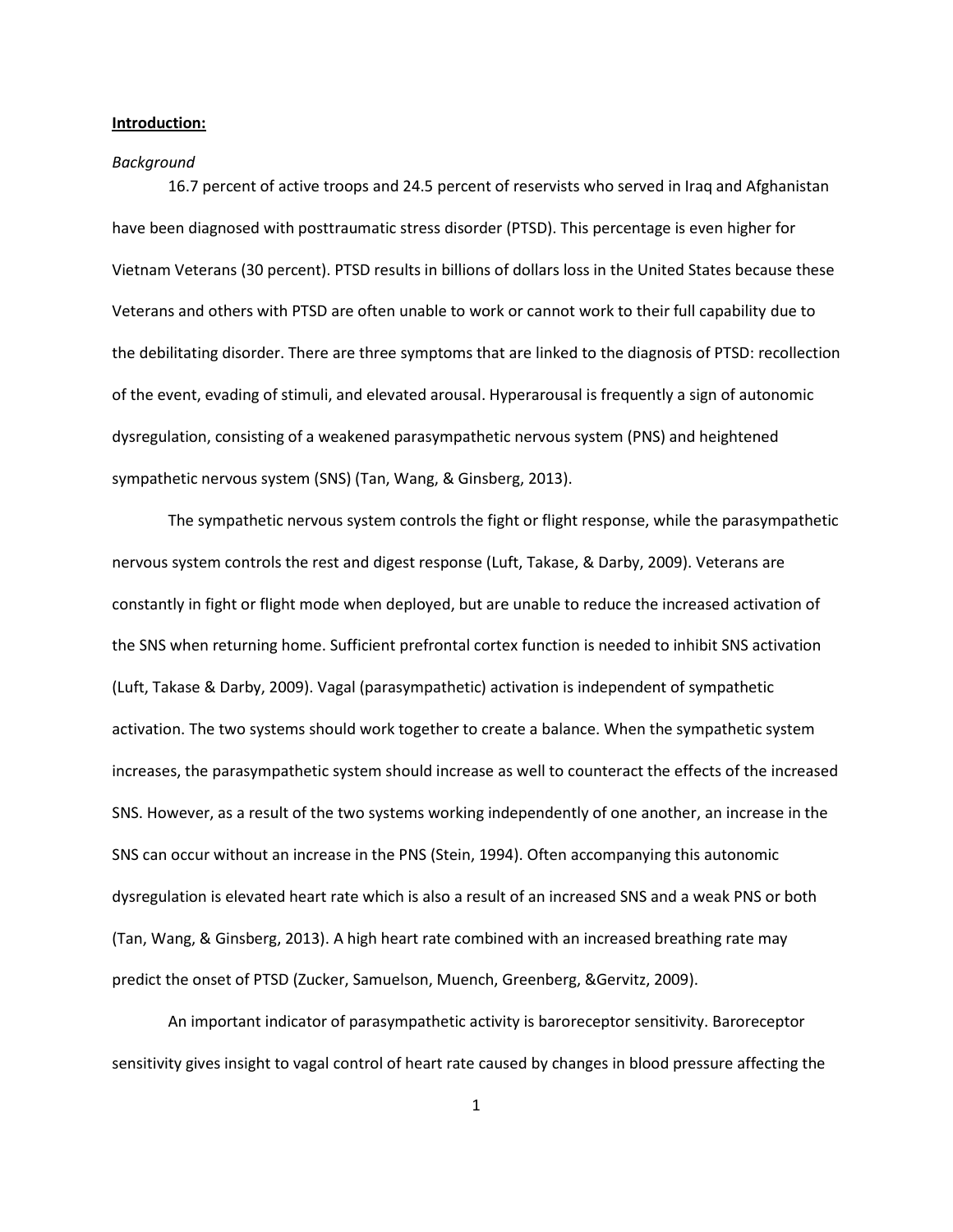**Introduction:**

*Background*

16.7 percent of active troops and 24.5 percent of reservists who served in Iraq and Afghanistan have been diagnosed with posttraumatic stress disorder (PTSD). This percentage is even higher for Vietnam Veterans (30 percent). PTSD results in billions of dollars loss in the United States because these Veterans and others with PTSD are often unable to work or cannot work to their full capability due to the debilitating disorder. There are three symptoms that are linked to the diagnosis of PTSD: recollection of the event, evading of stimuli, and elevated arousal. Hyperarousal is frequently a sign of autonomic dysregulation, consisting of a weakened parasympathetic nervous system (PNS) and heightened sympathetic nervous system (SNS) (Tan, Wang, & Ginsberg, 2013).

The sympathetic nervous system controls the fight or flight response, while the parasympathetic nervous system controls the rest and digest response (Luft, Takase, & Darby, 2009). Veterans are constantly in fight or flight mode when deployed, but are unable to reduce the increased activation of the SNS when returning home. Sufficient prefrontal cortex function is needed to inhibit SNS activation (Luft, Takase & Darby, 2009). Vagal (parasympathetic) activation is independent of sympathetic activation. The two systems should work together to create a balance. When the sympathetic system increases, the parasympathetic system should increase as well to counteract the effects of the increased SNS. However, as a result of the two systems working independently of one another, an increase in the SNS can occur without an increase in the PNS (Stein, 1994). Often accompanying this autonomic dysregulation is elevated heart rate which is also a result of an increased SNS and a weak PNS or both (Tan, Wang, & Ginsberg, 2013). A high heart rate combined with an increased breathing rate may predict the onset of PTSD (Zucker, Samuelson, Muench, Greenberg, &Gervitz, 2009).

An important indicator of parasympathetic activity is baroreceptor sensitivity. Baroreceptor sensitivity gives insight to vagal control of heart rate caused by changes in blood pressure affecting the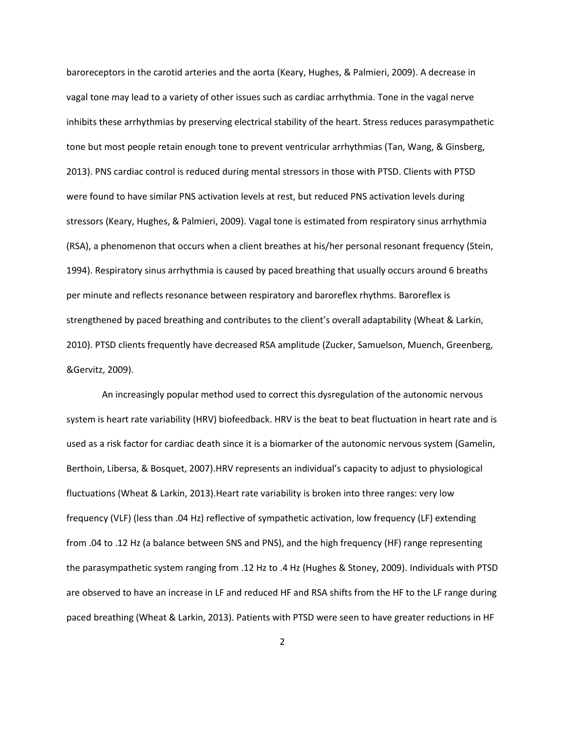baroreceptors in the carotid arteries and the aorta (Keary, Hughes, & Palmieri, 2009). A decrease in vagal tone may lead to a variety of other issues such as cardiac arrhythmia. Tone in the vagal nerve inhibits these arrhythmias by preserving electrical stability of the heart. Stress reduces parasympathetic tone but most people retain enough tone to prevent ventricular arrhythmias (Tan, Wang, & Ginsberg, 2013). PNS cardiac control is reduced during mental stressors in those with PTSD. Clients with PTSD were found to have similar PNS activation levels at rest, but reduced PNS activation levels during stressors (Keary, Hughes, & Palmieri, 2009). Vagal tone is estimated from respiratory sinus arrhythmia (RSA), a phenomenon that occurs when a client breathes at his/her personal resonant frequency (Stein, 1994). Respiratory sinus arrhythmia is caused by paced breathing that usually occurs around 6 breaths per minute and reflects resonance between respiratory and baroreflex rhythms. Baroreflex is strengthened by paced breathing and contributes to the client's overall adaptability (Wheat & Larkin, 2010). PTSD clients frequently have decreased RSA amplitude (Zucker, Samuelson, Muench, Greenberg, &Gervitz, 2009).

An increasingly popular method used to correct this dysregulation of the autonomic nervous system is heart rate variability (HRV) biofeedback. HRV is the beat to beat fluctuation in heart rate and is used as a risk factor for cardiac death since it is a biomarker of the autonomic nervous system (Gamelin, Berthoin, Libersa, & Bosquet, 2007).HRV represents an individual's capacity to adjust to physiological fluctuations (Wheat & Larkin, 2013).Heart rate variability is broken into three ranges: very low frequency (VLF) (less than .04 Hz) reflective of sympathetic activation, low frequency (LF) extending from .04 to .12 Hz (a balance between SNS and PNS), and the high frequency (HF) range representing the parasympathetic system ranging from .12 Hz to .4 Hz (Hughes & Stoney, 2009). Individuals with PTSD are observed to have an increase in LF and reduced HF and RSA shifts from the HF to the LF range during paced breathing (Wheat & Larkin, 2013). Patients with PTSD were seen to have greater reductions in HF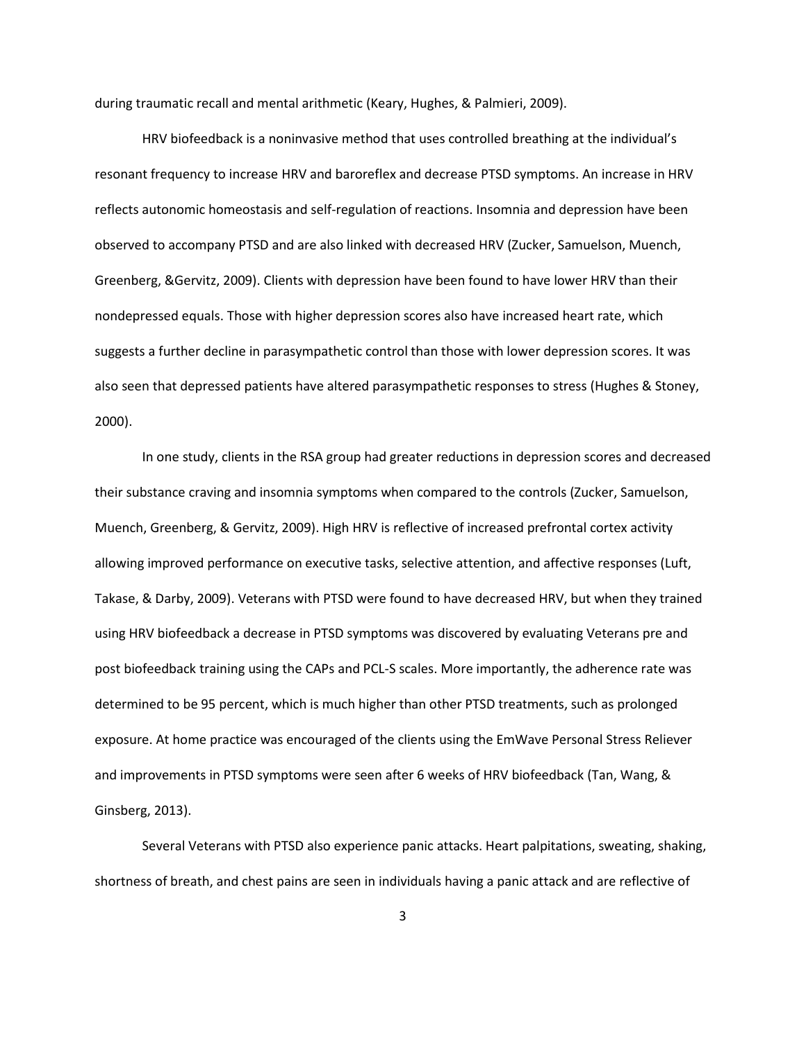during traumatic recall and mental arithmetic (Keary, Hughes, & Palmieri, 2009).

HRV biofeedback is a noninvasive method that uses controlled breathing at the individual's resonant frequency to increase HRV and baroreflex and decrease PTSD symptoms. An increase in HRV reflects autonomic homeostasis and self-regulation of reactions. Insomnia and depression have been observed to accompany PTSD and are also linked with decreased HRV (Zucker, Samuelson, Muench, Greenberg, &Gervitz, 2009). Clients with depression have been found to have lower HRV than their nondepressed equals. Those with higher depression scores also have increased heart rate, which suggests a further decline in parasympathetic control than those with lower depression scores. It was also seen that depressed patients have altered parasympathetic responses to stress (Hughes & Stoney, 2000).

In one study, clients in the RSA group had greater reductions in depression scores and decreased their substance craving and insomnia symptoms when compared to the controls (Zucker, Samuelson, Muench, Greenberg, & Gervitz, 2009). High HRV is reflective of increased prefrontal cortex activity allowing improved performance on executive tasks, selective attention, and affective responses (Luft, Takase, & Darby, 2009). Veterans with PTSD were found to have decreased HRV, but when they trained using HRV biofeedback a decrease in PTSD symptoms was discovered by evaluating Veterans pre and post biofeedback training using the CAPs and PCL-S scales. More importantly, the adherence rate was determined to be 95 percent, which is much higher than other PTSD treatments, such as prolonged exposure. At home practice was encouraged of the clients using the EmWave Personal Stress Reliever and improvements in PTSD symptoms were seen after 6 weeks of HRV biofeedback (Tan, Wang, & Ginsberg, 2013).

Several Veterans with PTSD also experience panic attacks. Heart palpitations, sweating, shaking, shortness of breath, and chest pains are seen in individuals having a panic attack and are reflective of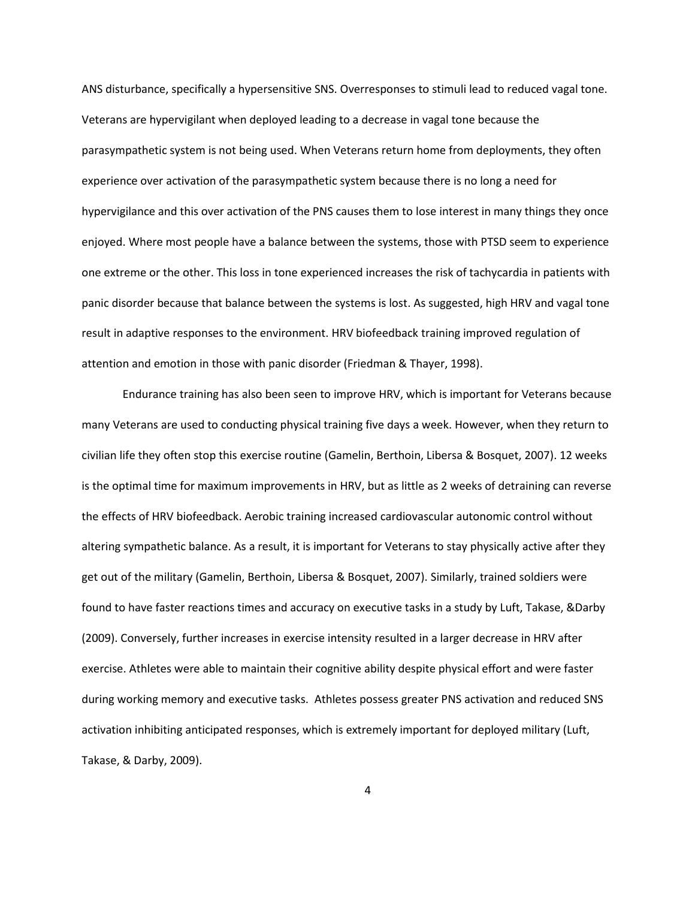ANS disturbance, specifically a hypersensitive SNS. Overresponses to stimuli lead to reduced vagal tone. Veterans are hypervigilant when deployed leading to a decrease in vagal tone because the parasympathetic system is not being used. When Veterans return home from deployments, they often experience over activation of the parasympathetic system because there is no long a need for hypervigilance and this over activation of the PNS causes them to lose interest in many things they once enjoyed. Where most people have a balance between the systems, those with PTSD seem to experience one extreme or the other. This loss in tone experienced increases the risk of tachycardia in patients with panic disorder because that balance between the systems is lost. As suggested, high HRV and vagal tone result in adaptive responses to the environment. HRV biofeedback training improved regulation of attention and emotion in those with panic disorder (Friedman & Thayer, 1998).

Endurance training has also been seen to improve HRV, which is important for Veterans because many Veterans are used to conducting physical training five days a week. However, when they return to civilian life they often stop this exercise routine (Gamelin, Berthoin, Libersa & Bosquet, 2007). 12 weeks is the optimal time for maximum improvements in HRV, but as little as 2 weeks of detraining can reverse the effects of HRV biofeedback. Aerobic training increased cardiovascular autonomic control without altering sympathetic balance. As a result, it is important for Veterans to stay physically active after they get out of the military (Gamelin, Berthoin, Libersa & Bosquet, 2007). Similarly, trained soldiers were found to have faster reactions times and accuracy on executive tasks in a study by Luft, Takase, &Darby (2009). Conversely, further increases in exercise intensity resulted in a larger decrease in HRV after exercise. Athletes were able to maintain their cognitive ability despite physical effort and were faster during working memory and executive tasks. Athletes possess greater PNS activation and reduced SNS activation inhibiting anticipated responses, which is extremely important for deployed military (Luft, Takase, & Darby, 2009).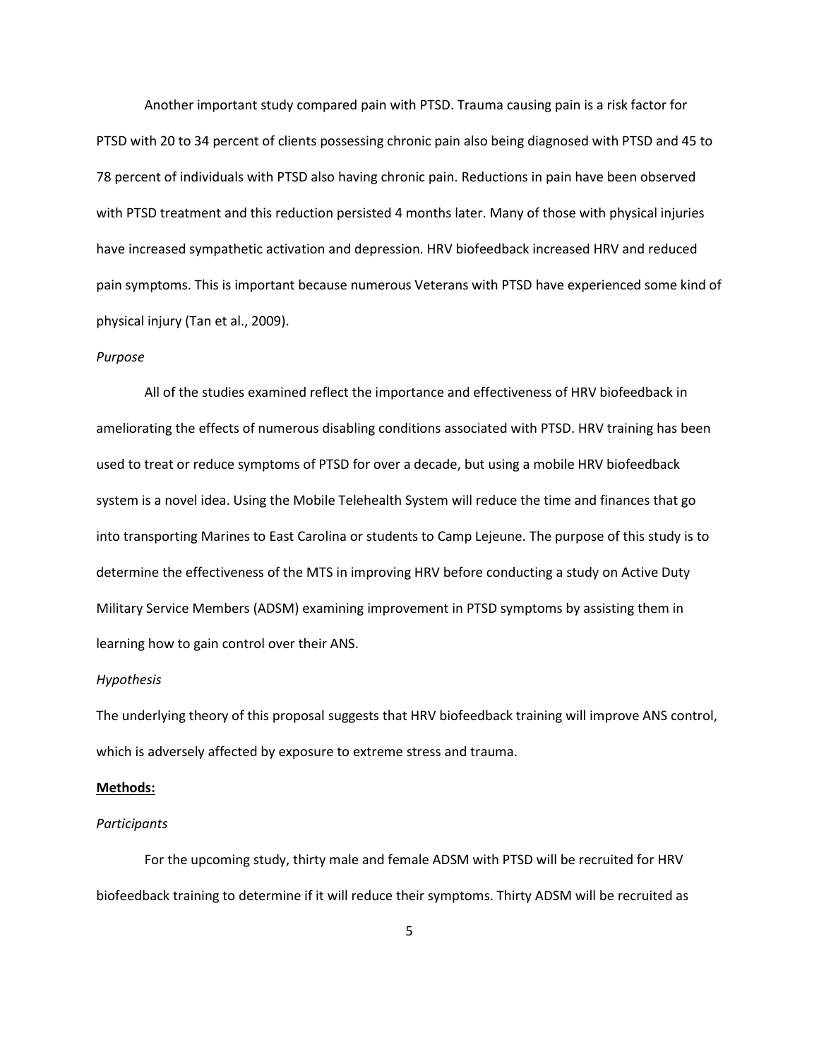Another important study compared pain with PTSD. Trauma causing pain is a risk factor for PTSD with 20 to 34 percent of clients possessing chronic pain also being diagnosed with PTSD and 45 to 78 percent of individuals with PTSD also having chronic pain. Reductions in pain have been observed with PTSD treatment and this reduction persisted 4 months later. Many of those with physical injuries have increased sympathetic activation and depression. HRV biofeedback increased HRV and reduced pain symptoms. This is important because numerous Veterans with PTSD have experienced some kind of physical injury (Tan et al., 2009).

*Purpose*

All of the studies examined reflect the importance and effectiveness of HRV biofeedback in ameliorating the effects of numerous disabling conditions associated with PTSD. HRV training has been used to treat or reduce symptoms of PTSD for over a decade, but using a mobile HRV biofeedback system is a novel idea. Using the Mobile Telehealth System will reduce the time and finances that go into transporting Marines to East Carolina or students to Camp Lejeune. The purpose of this study is to determine the effectiveness of the MTS in improving HRV before conducting a study on Active Duty Military Service Members (ADSM) examining improvement in PTSD symptoms by assisting them in learning how to gain control over their ANS.

*Hypothesis*

The underlying theory of this proposal suggests that HRV biofeedback training will improve ANS control, which is adversely affected by exposure to extreme stress and trauma.

**Methods:**

*Participants*

For the upcoming study, thirty male and female ADSM with PTSD will be recruited for HRV biofeedback training to determine if it will reduce their symptoms. Thirty ADSM will be recruited as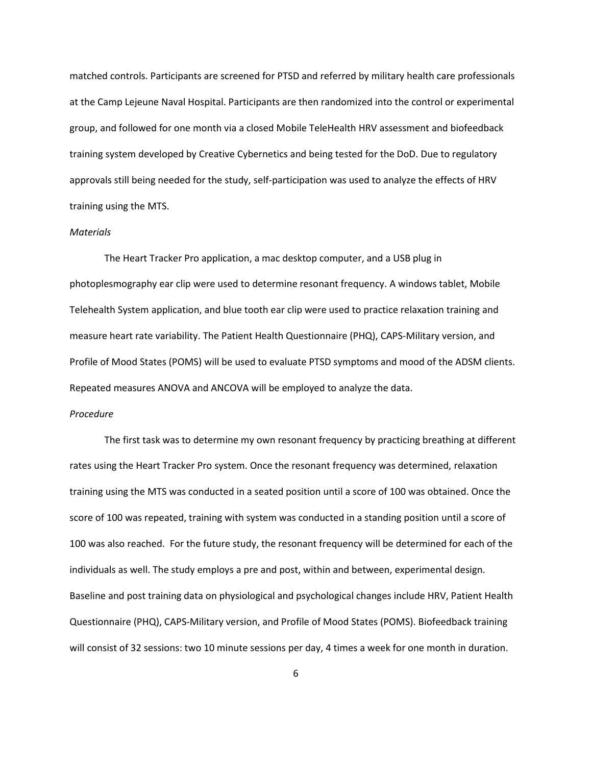matched controls. Participants are screened for PTSD and referred by military health care professionals at the Camp Lejeune Naval Hospital. Participants are then randomized into the control or experimental group, and followed for one month via a closed Mobile TeleHealth HRV assessment and biofeedback training system developed by Creative Cybernetics and being tested for the DoD. Due to regulatory approvals still being needed for the study, self-participation was used to analyze the effects of HRV training using the MTS.

*Materials*

The Heart Tracker Pro application, a mac desktop computer, and a USB plug in photoplesmography ear clip were used to determine resonant frequency. A windows tablet, Mobile Telehealth System application, and blue tooth ear clip were used to practice relaxation training and measure heart rate variability. The Patient Health Questionnaire (PHQ), CAPS-Military version, and Profile of Mood States (POMS) will be used to evaluate PTSD symptoms and mood of the ADSM clients. Repeated measures ANOVA and ANCOVA will be employed to analyze the data.

*Procedure*

The first task was to determine my own resonant frequency by practicing breathing at different rates using the Heart Tracker Pro system. Once the resonant frequency was determined, relaxation training using the MTS was conducted in a seated position until a score of 100 was obtained. Once the score of 100 was repeated, training with system was conducted in a standing position until a score of 100 was also reached. For the future study, the resonant frequency will be determined for each of the individuals as well. The study employs a pre and post, within and between, experimental design. Baseline and post training data on physiological and psychological changes include HRV, Patient Health Questionnaire (PHQ), CAPS-Military version, and Profile of Mood States (POMS). Biofeedback training will consist of 32 sessions: two 10 minute sessions per day, 4 times a week for one month in duration.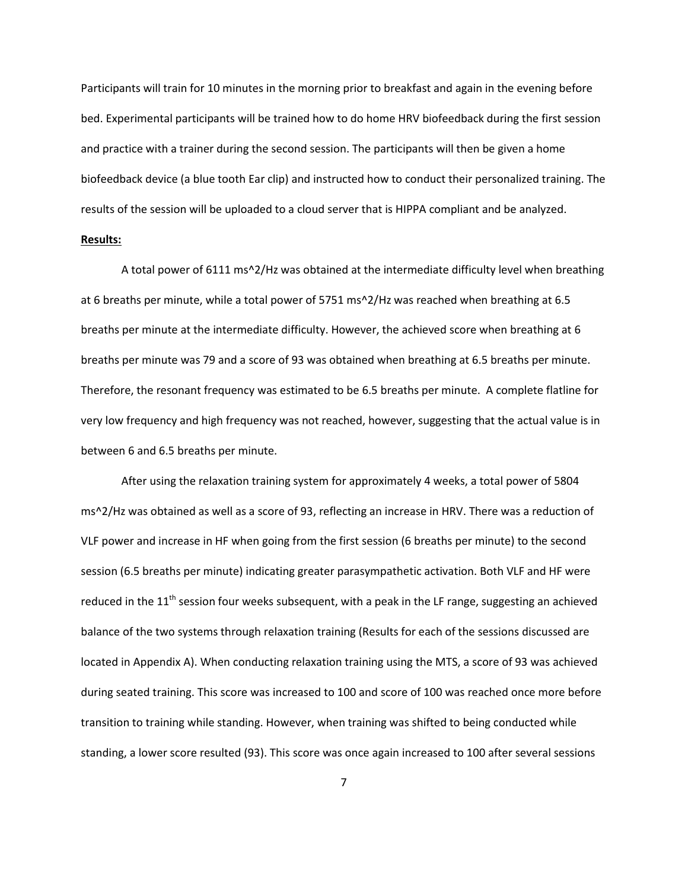Participants will train for 10 minutes in the morning prior to breakfast and again in the evening before bed. Experimental participants will be trained how to do home HRV biofeedback during the first session and practice with a trainer during the second session. The participants will then be given a home biofeedback device (a blue tooth Ear clip) and instructed how to conduct their personalized training. The results of the session will be uploaded to a cloud server that is HIPPA compliant and be analyzed.

**Results:**

A total power of 6111 ms^2/Hz was obtained at the intermediate difficulty level when breathing at 6 breaths per minute, while a total power of 5751 ms^2/Hz was reached when breathing at 6.5 breaths per minute at the intermediate difficulty. However, the achieved score when breathing at 6 breaths per minute was 79 and a score of 93 was obtained when breathing at 6.5 breaths per minute. Therefore, the resonant frequency was estimated to be 6.5 breaths per minute. A complete flatline for very low frequency and high frequency was not reached, however, suggesting that the actual value is in between 6 and 6.5 breaths per minute.

After using the relaxation training system for approximately 4 weeks, a total power of 5804 ms^2/Hz was obtained as well as a score of 93, reflecting an increase in HRV. There was a reduction of VLF power and increase in HF when going from the first session (6 breaths per minute) to the second session (6.5 breaths per minute) indicating greater parasympathetic activation. Both VLF and HF were reduced in the 11th session four weeks subsequent, with a peak in the LF range, suggesting an achieved balance of the two systems through relaxation training (Results for each of the sessions discussed are located in Appendix A). When conducting relaxation training using the MTS, a score of 93 was achieved during seated training. This score was increased to 100 and score of 100 was reached once more before transition to training while standing. However, when training was shifted to being conducted while standing, a lower score resulted (93). This score was once again increased to 100 after several sessions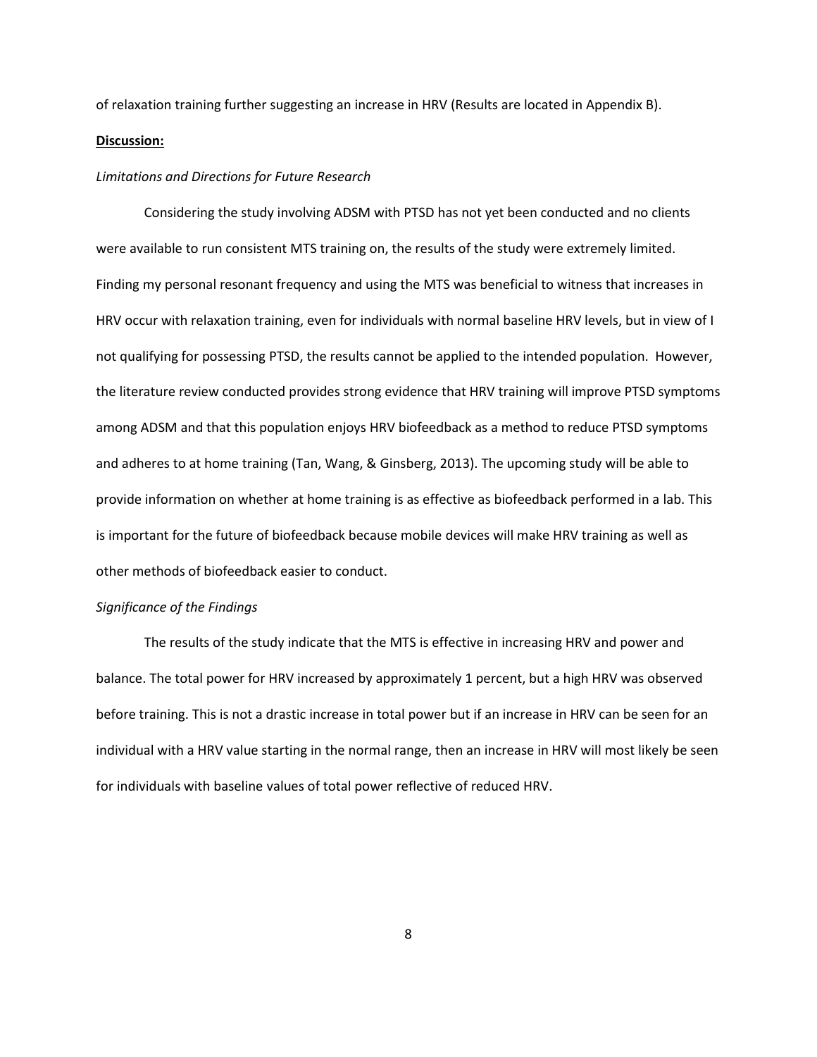of relaxation training further suggesting an increase in HRV (Results are located in Appendix B).

## Discussion:

### *Limitations and Directions for Future Research*

Considering the study involving ADSM with PTSD has not yet been conducted and no clients were available to run consistent MTS training on, the results of the study were extremely limited. Finding my personal resonant frequency and using the MTS was beneficial to witness that increases in HRV occur with relaxation training, even for individuals with normal baseline HRV levels, but in view of I not qualifying for possessing PTSD, the results cannot be applied to the intended population. However, the literature review conducted provides strong evidence that HRV training will improve PTSD symptoms among ADSM and that this population enjoys HRV biofeedback as a method to reduce PTSD symptoms and adheres to at home training (Tan, Wang, & Ginsberg, 2013). The upcoming study will be able to provide information on whether at home training is as effective as biofeedback performed in a lab. This is important for the future of biofeedback because mobile devices will make HRV training as well as other methods of biofeedback easier to conduct.

### *Significance of the Findings*

The results of the study indicate that the MTS is effective in increasing HRV and power and balance. The total power for HRV increased by approximately 1 percent, but a high HRV was observed before training. This is not a drastic increase in total power but if an increase in HRV can be seen for an individual with a HRV value starting in the normal range, then an increase in HRV will most likely be seen for individuals with baseline values of total power reflective of reduced HRV.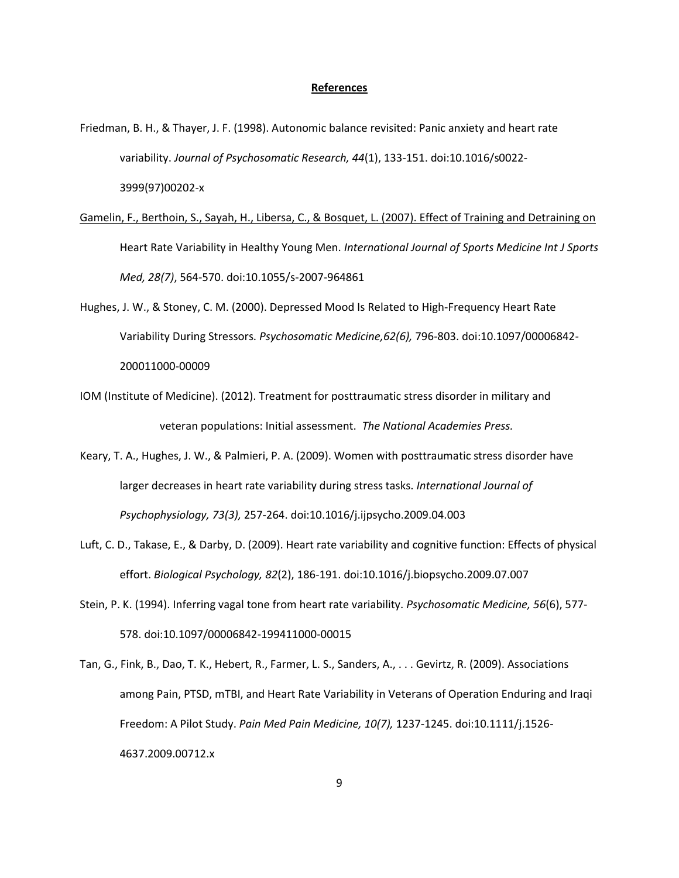## References

Friedman, B. H., & Thayer, J. F. (1998). Autonomic balance revisited: Panic anxiety and heart rate variability. *Journal of Psychosomatic Research, 44*(1), 133-151. doi:10.1016/s0022-3999(97)00202-x

Gamelin, F., Berthoin, S., Sayah, H., Libersa, C., & Bosquet, L. (2007). Effect of Training and Detraining on Heart Rate Variability in Healthy Young Men. *International Journal of Sports Medicine Int J Sports Med, 28(7)*, 564-570. doi:10.1055/s-2007-964861

Hughes, J. W., & Stoney, C. M. (2000). Depressed Mood Is Related to High-Frequency Heart Rate Variability During Stressors. *Psychosomatic Medicine,62(6),* 796-803. doi:10.1097/00006842-200011000-00009

IOM (Institute of Medicine). (2012). Treatment for posttraumatic stress disorder in military and veteran populations: Initial assessment. *The National Academies Press.*

Keary, T. A., Hughes, J. W., & Palmieri, P. A. (2009). Women with posttraumatic stress disorder have larger decreases in heart rate variability during stress tasks. *International Journal of Psychophysiology, 73(3),* 257-264. doi:10.1016/j.ijpsycho.2009.04.003

Luft, C. D., Takase, E., & Darby, D. (2009). Heart rate variability and cognitive function: Effects of physical effort. *Biological Psychology, 82*(2), 186-191. doi:10.1016/j.biopsycho.2009.07.007

Stein, P. K. (1994). Inferring vagal tone from heart rate variability. *Psychosomatic Medicine, 56*(6), 577-578. doi:10.1097/00006842-199411000-00015

Tan, G., Fink, B., Dao, T. K., Hebert, R., Farmer, L. S., Sanders, A., . . . Gevirtz, R. (2009). Associations among Pain, PTSD, mTBI, and Heart Rate Variability in Veterans of Operation Enduring and Iraqi Freedom: A Pilot Study. *Pain Med Pain Medicine, 10(7),* 1237-1245. doi:10.1111/j.1526-4637.2009.00712.x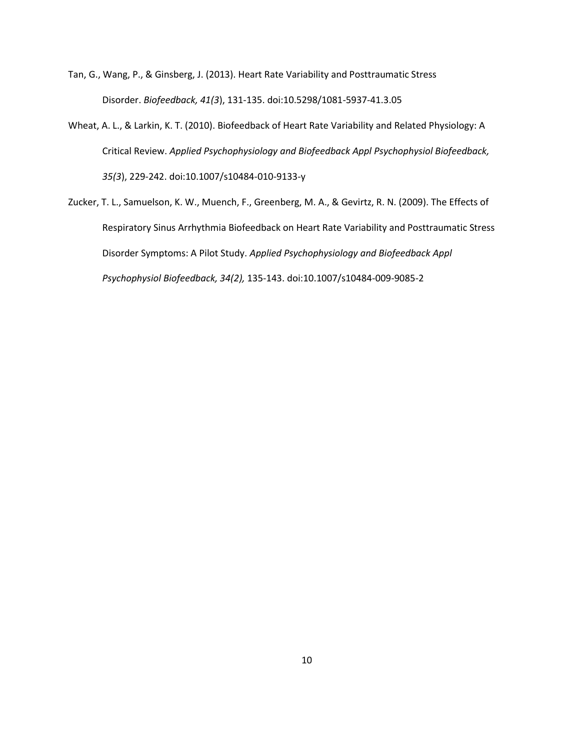Tan, G., Wang, P., & Ginsberg, J. (2013). Heart Rate Variability and Posttraumatic Stress Disorder. *Biofeedback, 41(3*), 131-135. doi:10.5298/1081-5937-41.3.05

Wheat, A. L., & Larkin, K. T. (2010). Biofeedback of Heart Rate Variability and Related Physiology: A Critical Review. *Applied Psychophysiology and Biofeedback Appl Psychophysiol Biofeedback, 35(3*), 229-242. doi:10.1007/s10484-010-9133-y

Zucker, T. L., Samuelson, K. W., Muench, F., Greenberg, M. A., & Gevirtz, R. N. (2009). The Effects of Respiratory Sinus Arrhythmia Biofeedback on Heart Rate Variability and Posttraumatic Stress Disorder Symptoms: A Pilot Study. *Applied Psychophysiology and Biofeedback Appl Psychophysiol Biofeedback, 34(2),* 135-143. doi:10.1007/s10484-009-9085-2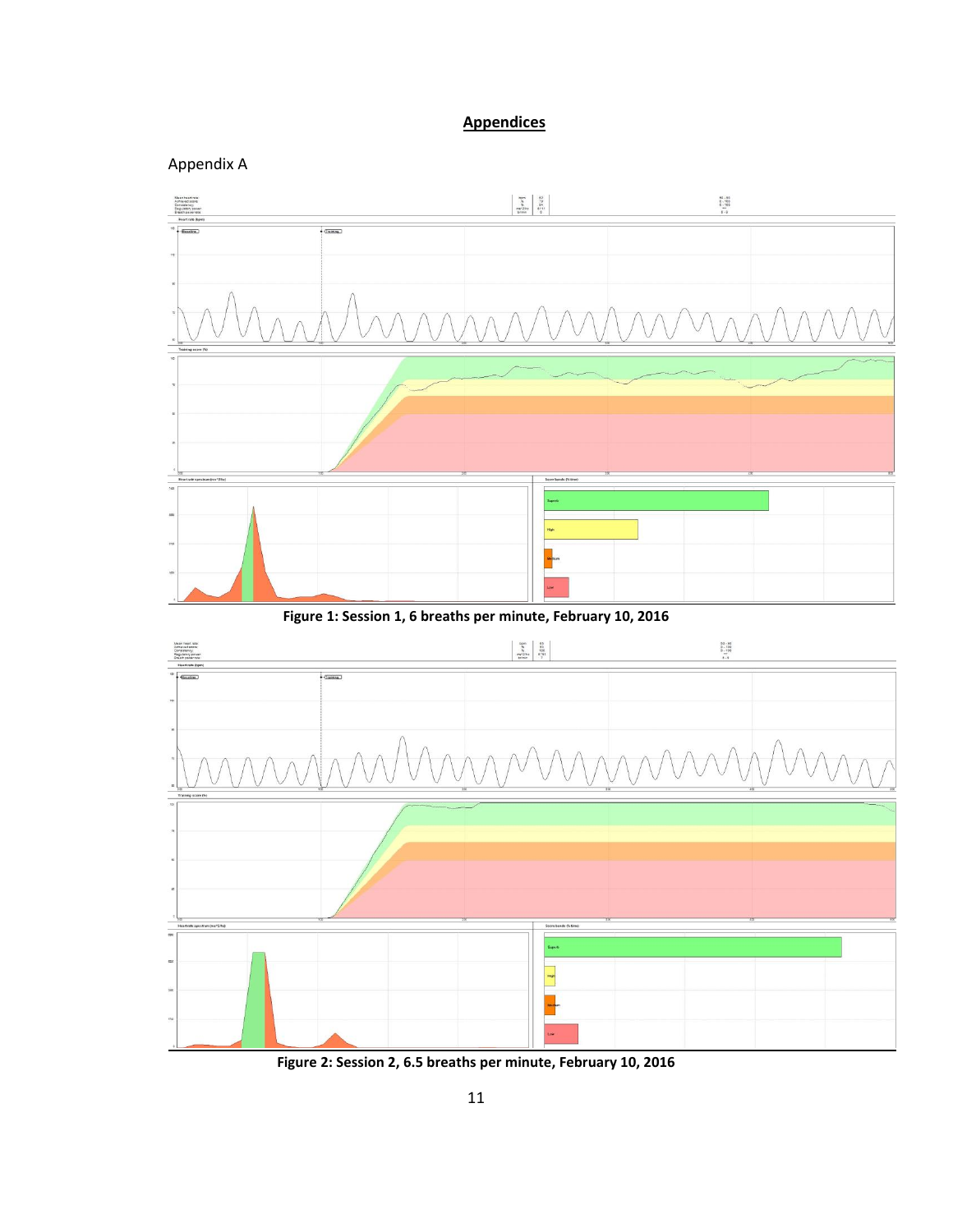# Appendices

## Appendix A

**Figure 1: Session 1, 6 breaths per minute, February 10, 2016**

**Figure 2: Session 2, 6.5 breaths per minute, February 10, 2016**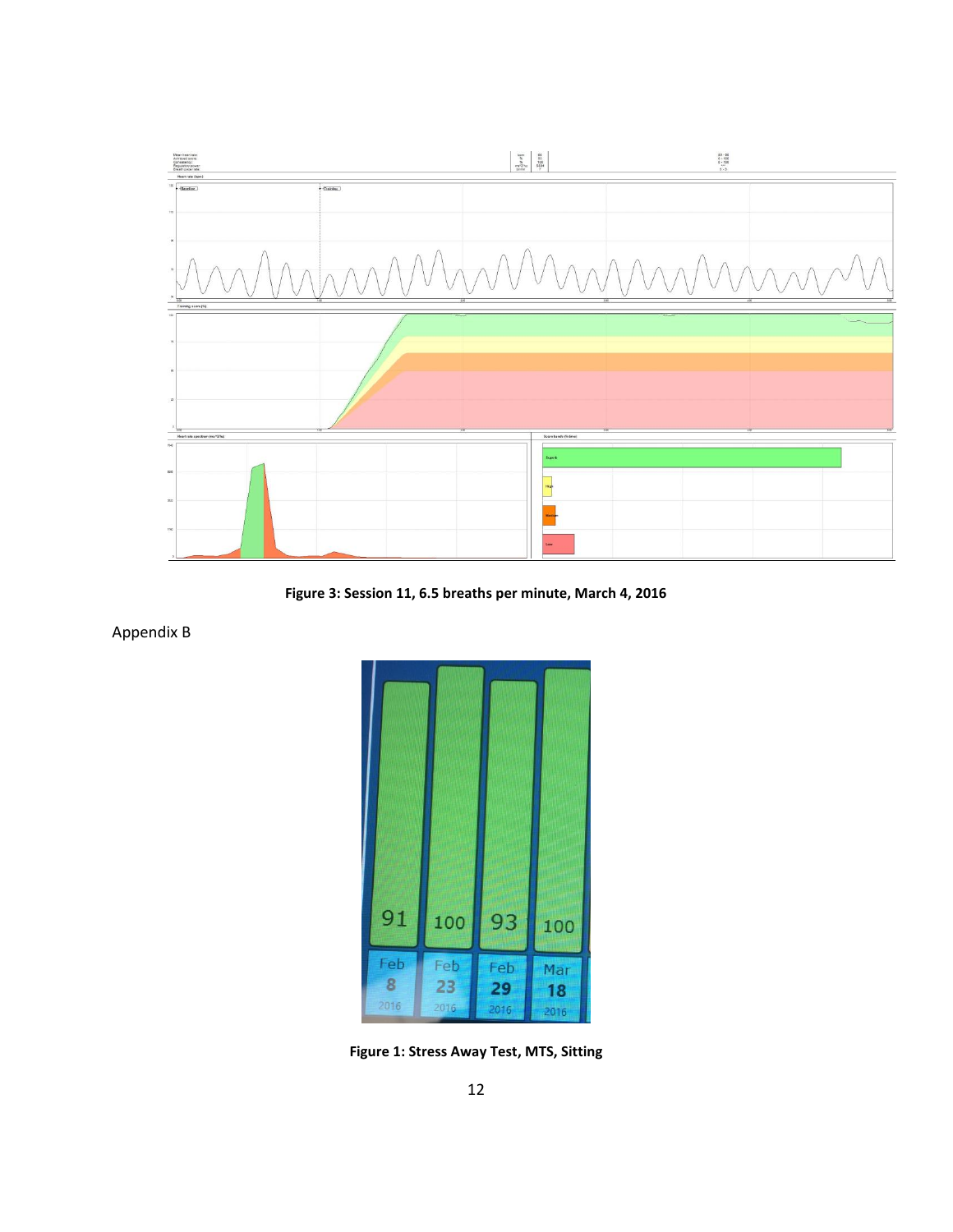**Figure 3: Session 11, 6.5 breaths per minute, March 4, 2016**

Appendix B

**Figure 1: Stress Away Test, MTS, Sitting**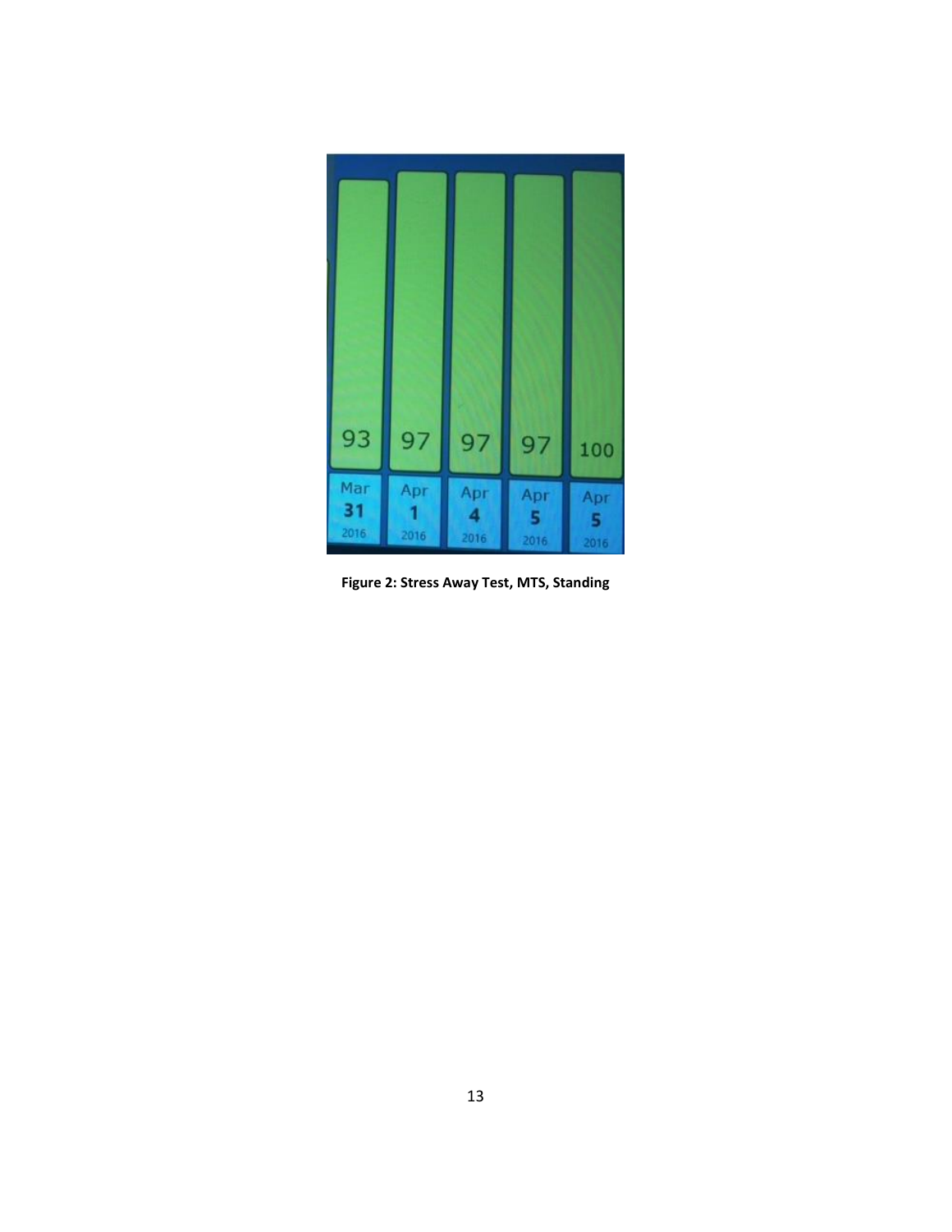93
97
97
97
100

Mar 31 2016
Apr 1 2016
Apr 4 2016
Apr 5 2016
Apr 5 2016

**Figure 2: Stress Away Test, MTS, Standing**